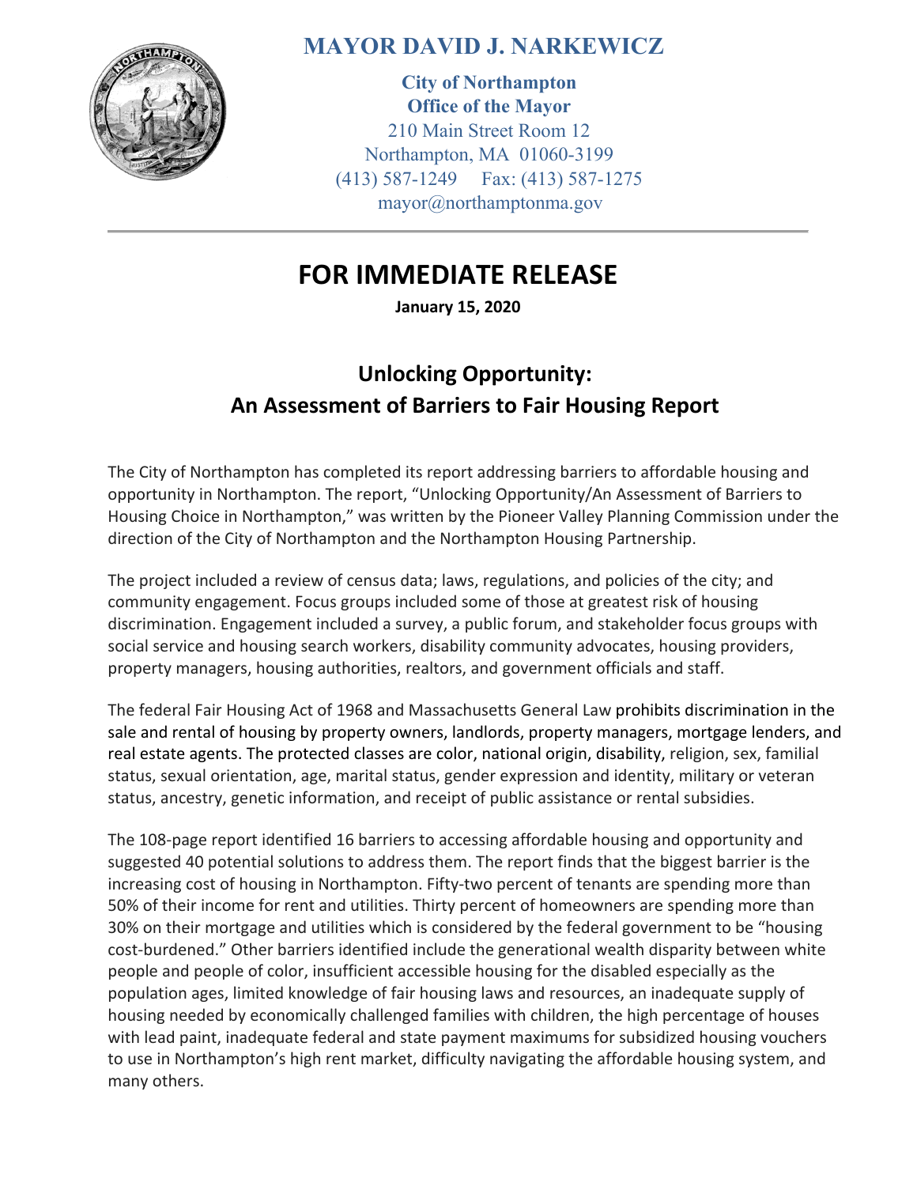# MAYOR DAVID J. NARKEWICZ

**City of Northampton**
**Office of the Mayor**
210 Main Street Room 12
Northampton, MA 01060-3199
(413) 587-1249 Fax: (413) 587-1275
mayor@northamptonma.gov

---

# FOR IMMEDIATE RELEASE

**January 15, 2020**

## Unlocking Opportunity: An Assessment of Barriers to Fair Housing Report

The City of Northampton has completed its report addressing barriers to affordable housing and opportunity in Northampton. The report, "Unlocking Opportunity/An Assessment of Barriers to Housing Choice in Northampton," was written by the Pioneer Valley Planning Commission under the direction of the City of Northampton and the Northampton Housing Partnership.

The project included a review of census data; laws, regulations, and policies of the city; and community engagement. Focus groups included some of those at greatest risk of housing discrimination. Engagement included a survey, a public forum, and stakeholder focus groups with social service and housing search workers, disability community advocates, housing providers, property managers, housing authorities, realtors, and government officials and staff.

The federal Fair Housing Act of 1968 and Massachusetts General Law prohibits discrimination in the sale and rental of housing by property owners, landlords, property managers, mortgage lenders, and real estate agents. The protected classes are color, national origin, disability, religion, sex, familial status, sexual orientation, age, marital status, gender expression and identity, military or veteran status, ancestry, genetic information, and receipt of public assistance or rental subsidies.

The 108-page report identified 16 barriers to accessing affordable housing and opportunity and suggested 40 potential solutions to address them. The report finds that the biggest barrier is the increasing cost of housing in Northampton. Fifty-two percent of tenants are spending more than 50% of their income for rent and utilities. Thirty percent of homeowners are spending more than 30% on their mortgage and utilities which is considered by the federal government to be "housing cost-burdened." Other barriers identified include the generational wealth disparity between white people and people of color, insufficient accessible housing for the disabled especially as the population ages, limited knowledge of fair housing laws and resources, an inadequate supply of housing needed by economically challenged families with children, the high percentage of houses with lead paint, inadequate federal and state payment maximums for subsidized housing vouchers to use in Northampton's high rent market, difficulty navigating the affordable housing system, and many others.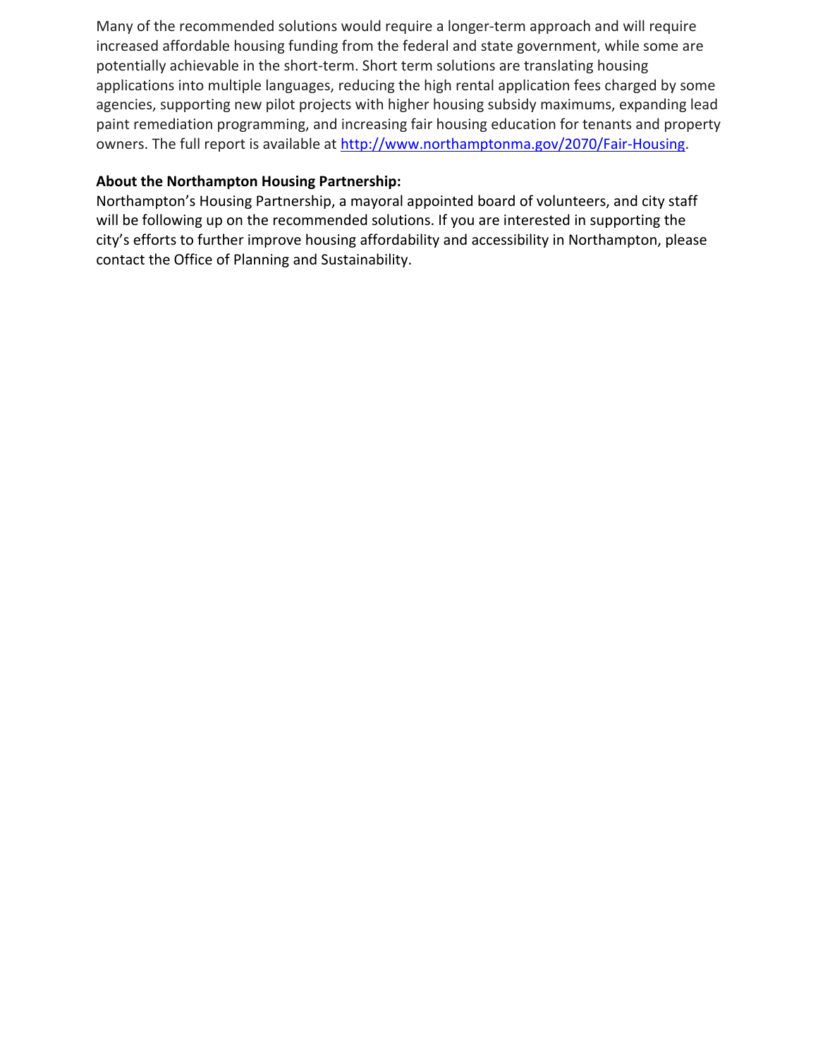Many of the recommended solutions would require a longer-term approach and will require increased affordable housing funding from the federal and state government, while some are potentially achievable in the short-term. Short term solutions are translating housing applications into multiple languages, reducing the high rental application fees charged by some agencies, supporting new pilot projects with higher housing subsidy maximums, expanding lead paint remediation programming, and increasing fair housing education for tenants and property owners. The full report is available at [http://www.northamptonma.gov/2070/Fair-Housing](http://www.northamptonma.gov/2070/Fair-Housing).

**About the Northampton Housing Partnership:**

Northampton's Housing Partnership, a mayoral appointed board of volunteers, and city staff will be following up on the recommended solutions. If you are interested in supporting the city's efforts to further improve housing affordability and accessibility in Northampton, please contact the Office of Planning and Sustainability.